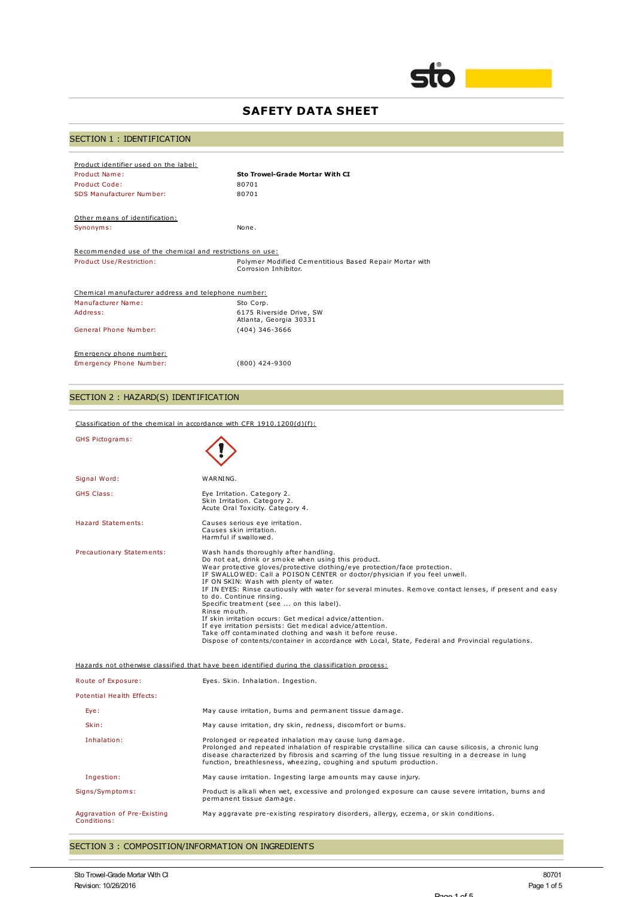# SAFETY DATA SHEET

## SECTION 1 : IDENTIFICATION

Product identifier used on the label:

| | |
|---|---|
| Product Name: | **Sto Trowel-Grade Mortar With CI** |
| Product Code: | 80701 |
| SDS Manufacturer Number: | 80701 |

Other means of identification:

| | |
|---|---|
| Synonyms: | None. |

Recommended use of the chemical and restrictions on use:

| | |
|---|---|
| Product Use/Restriction: | Polymer Modified Cementitious Based Repair Mortar with Corrosion Inhibitor. |

Chemical manufacturer address and telephone number:

| | |
|---|---|
| Manufacturer Name: | Sto Corp. |
| Address: | 6175 Riverside Drive, SW<br>Atlanta, Georgia 30331 |
| General Phone Number: | (404) 346-3666 |

Emergency phone number:

| | |
|---|---|
| Emergency Phone Number: | (800) 424-9300 |

## SECTION 2 : HAZARD(S) IDENTIFICATION

Classification of the chemical in accordance with CFR 1910.1200(d)(f):

GHS Pictograms:

Signal Word: WARNING.

GHS Class:
Eye Irritation. Category 2.
Skin Irritation. Category 2.
Acute Oral Toxicity. Category 4.

Hazard Statements:
Causes serious eye irritation.
Causes skin irritation.
Harmful if swallowed.

Precautionary Statements:
Wash hands thoroughly after handling.
Do not eat, drink or smoke when using this product.
Wear protective gloves/protective clothing/eye protection/face protection.
IF SWALLOWED: Call a POISON CENTER or doctor/physician if you feel unwell.
IF ON SKIN: Wash with plenty of water.
IF IN EYES: Rinse cautiously with water for several minutes. Remove contact lenses, if present and easy to do. Continue rinsing.
Specific treatment (see ... on this label).
Rinse mouth.
If skin irritation occurs: Get medical advice/attention.
If eye irritation persists: Get medical advice/attention.
Take off contaminated clothing and wash it before reuse.
Dispose of contents/container in accordance with Local, State, Federal and Provincial regulations.

Hazards not otherwise classified that have been identified during the classification process:

Route of Exposure: Eyes. Skin. Inhalation. Ingestion.

Potential Health Effects:

- Eye: May cause irritation, burns and permanent tissue damage.
- Skin: May cause irritation, dry skin, redness, discomfort or burns.
- Inhalation: Prolonged or repeated inhalation may cause lung damage. Prolonged and repeated inhalation of respirable crystalline silica can cause silicosis, a chronic lung disease characterized by fibrosis and scarring of the lung tissue resulting in a decrease in lung function, breathlessness, wheezing, coughing and sputum production.
- Ingestion: May cause irritation. Ingesting large amounts may cause injury.

Signs/Symptoms: Product is alkali when wet, excessive and prolonged exposure can cause severe irritation, burns and permanent tissue damage.

Aggravation of Pre-Existing Conditions: May aggravate pre-existing respiratory disorders, allergy, eczema, or skin conditions.

## SECTION 3 : COMPOSITION/INFORMATION ON INGREDIENTS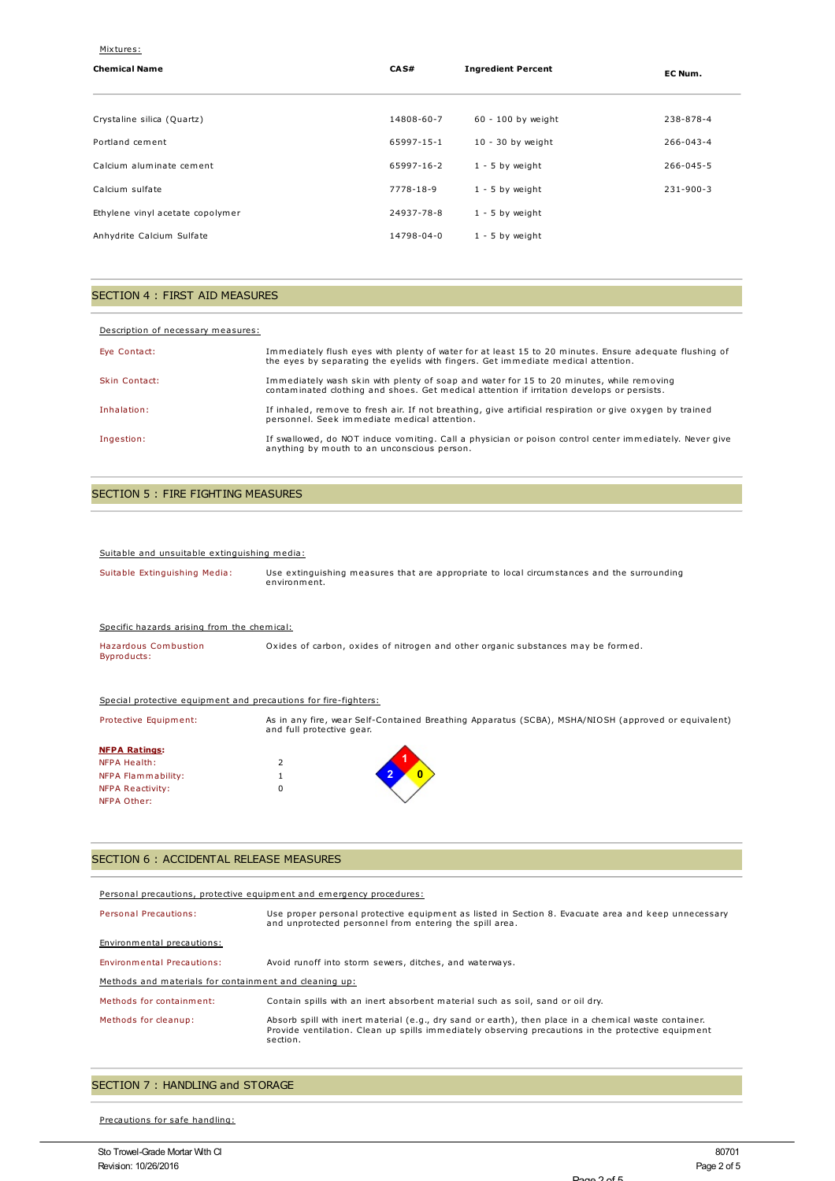Mixtures:

| Chemical Name | CAS# | Ingredient Percent | EC Num. |
|---|---|---|---|
| Crystaline silica (Quartz) | 14808-60-7 | 60 - 100 by weight | 238-878-4 |
| Portland cement | 65997-15-1 | 10 - 30 by weight | 266-043-4 |
| Calcium aluminate cement | 65997-16-2 | 1 - 5 by weight | 266-045-5 |
| Calcium sulfate | 7778-18-9 | 1 - 5 by weight | 231-900-3 |
| Ethylene vinyl acetate copolymer | 24937-78-8 | 1 - 5 by weight | |
| Anhydrite Calcium Sulfate | 14798-04-0 | 1 - 5 by weight | |

## SECTION 4 : FIRST AID MEASURES

Description of necessary measures:

| | |
|---|---|
| Eye Contact: | Immediately flush eyes with plenty of water for at least 15 to 20 minutes. Ensure adequate flushing of the eyes by separating the eyelids with fingers. Get immediate medical attention. |
| Skin Contact: | Immediately wash skin with plenty of soap and water for 15 to 20 minutes, while removing contaminated clothing and shoes. Get medical attention if irritation develops or persists. |
| Inhalation: | If inhaled, remove to fresh air. If not breathing, give artificial respiration or give oxygen by trained personnel. Seek immediate medical attention. |
| Ingestion: | If swallowed, do NOT induce vomiting. Call a physician or poison control center immediately. Never give anything by mouth to an unconscious person. |

## SECTION 5 : FIRE FIGHTING MEASURES

Suitable and unsuitable extinguishing media:

| | |
|---|---|
| Suitable Extinguishing Media: | Use extinguishing measures that are appropriate to local circumstances and the surrounding environment. |

Specific hazards arising from the chemical:

| | |
|---|---|
| Hazardous Combustion Byproducts: | Oxides of carbon, oxides of nitrogen and other organic substances may be formed. |

Special protective equipment and precautions for fire-fighters:

| | |
|---|---|
| Protective Equipment: | As in any fire, wear Self-Contained Breathing Apparatus (SCBA), MSHA/NIOSH (approved or equivalent) and full protective gear. |

**NFPA Ratings:**

| | |
|---|---|
| NFPA Health: | 2 |
| NFPA Flammability: | 1 |
| NFPA Reactivity: | 0 |
| NFPA Other: | |

## SECTION 6 : ACCIDENTAL RELEASE MEASURES

Personal precautions, protective equipment and emergency procedures:

| | |
|---|---|
| Personal Precautions: | Use proper personal protective equipment as listed in Section 8. Evacuate area and keep unnecessary and unprotected personnel from entering the spill area. |

Environmental precautions:

| | |
|---|---|
| Environmental Precautions: | Avoid runoff into storm sewers, ditches, and waterways. |

Methods and materials for containment and cleaning up:

| | |
|---|---|
| Methods for containment: | Contain spills with an inert absorbent material such as soil, sand or oil dry. |
| Methods for cleanup: | Absorb spill with inert material (e.g., dry sand or earth), then place in a chemical waste container. Provide ventilation. Clean up spills immediately observing precautions in the protective equipment section. |

## SECTION 7 : HANDLING and STORAGE

Precautions for safe handling: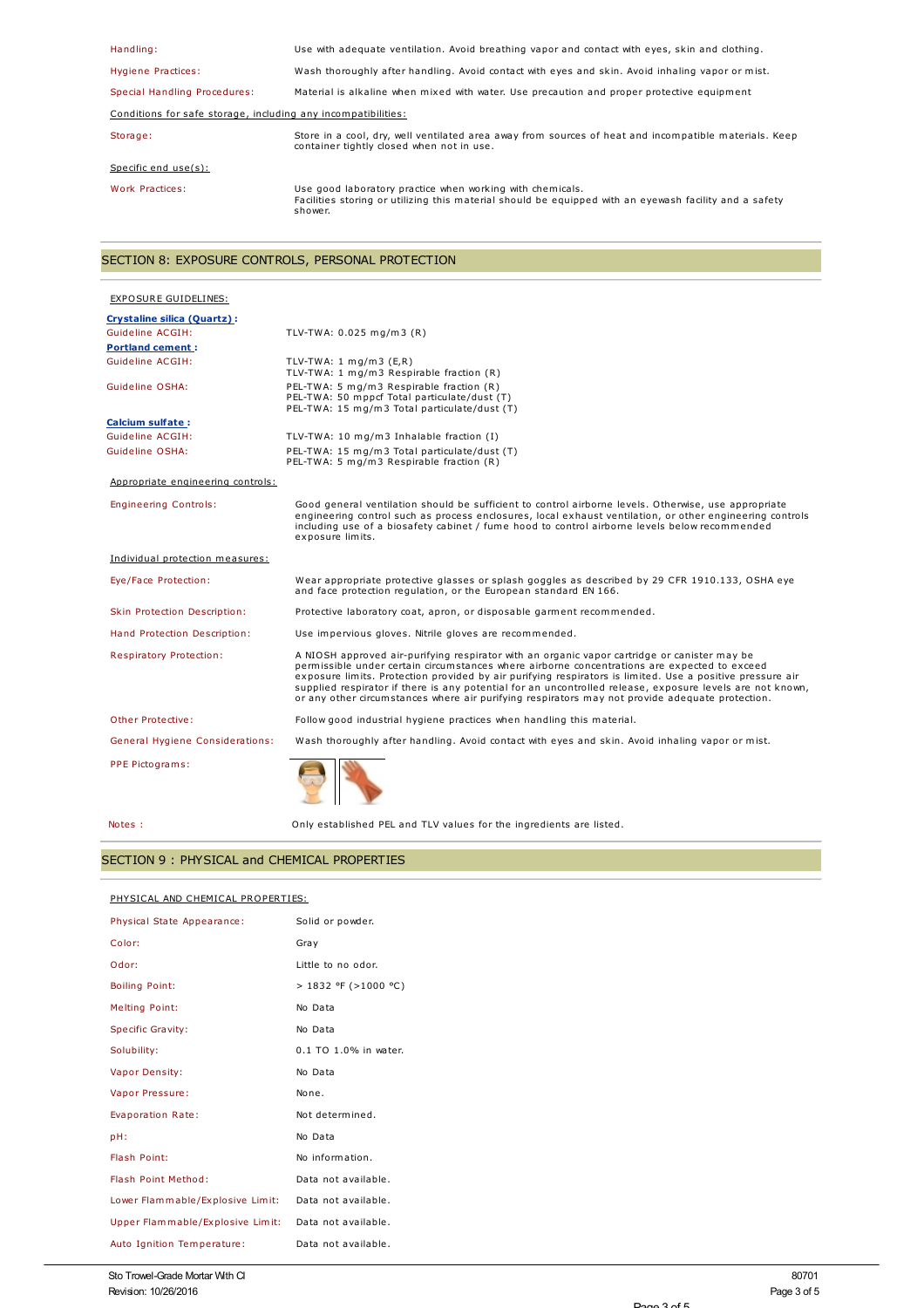| | |
|---|---|
| Handling: | Use with adequate ventilation. Avoid breathing vapor and contact with eyes, skin and clothing. |
| Hygiene Practices: | Wash thoroughly after handling. Avoid contact with eyes and skin. Avoid inhaling vapor or mist. |
| Special Handling Procedures: | Material is alkaline when mixed with water. Use precaution and proper protective equipment |

Conditions for safe storage, including any incompatibilities:

| | |
|---|---|
| Storage: | Store in a cool, dry, well ventilated area away from sources of heat and incompatible materials. Keep container tightly closed when not in use. |

Specific end use(s):

| | |
|---|---|
| Work Practices: | Use good laboratory practice when working with chemicals. Facilities storing or utilizing this material should be equipped with an eyewash facility and a safety shower. |

## SECTION 8: EXPOSURE CONTROLS, PERSONAL PROTECTION

EXPOSURE GUIDELINES:

**Crystaline silica (Quartz) :**

| | |
|---|---|
| Guideline ACGIH: | TLV-TWA: 0.025 mg/m3 (R) |

**Portland cement :**

| | |
|---|---|
| Guideline ACGIH: | TLV-TWA: 1 mg/m3 (E,R)<br>TLV-TWA: 1 mg/m3 Respirable fraction (R) |
| Guideline OSHA: | PEL-TWA: 5 mg/m3 Respirable fraction (R)<br>PEL-TWA: 50 mppcf Total particulate/dust (T)<br>PEL-TWA: 15 mg/m3 Total particulate/dust (T) |

**Calcium sulfate :**

| | |
|---|---|
| Guideline ACGIH: | TLV-TWA: 10 mg/m3 Inhalable fraction (I) |
| Guideline OSHA: | PEL-TWA: 15 mg/m3 Total particulate/dust (T)<br>PEL-TWA: 5 mg/m3 Respirable fraction (R) |

Appropriate engineering controls:

| | |
|---|---|
| Engineering Controls: | Good general ventilation should be sufficient to control airborne levels. Otherwise, use appropriate engineering control such as process enclosures, local exhaust ventilation, or other engineering controls including use of a biosafety cabinet / fume hood to control airborne levels below recommended exposure limits. |

Individual protection measures:

| | |
|---|---|
| Eye/Face Protection: | Wear appropriate protective glasses or splash goggles as described by 29 CFR 1910.133, OSHA eye and face protection regulation, or the European standard EN 166. |
| Skin Protection Description: | Protective laboratory coat, apron, or disposable garment recommended. |
| Hand Protection Description: | Use impervious gloves. Nitrile gloves are recommended. |
| Respiratory Protection: | A NIOSH approved air-purifying respirator with an organic vapor cartridge or canister may be permissible under certain circumstances where airborne concentrations are expected to exceed exposure limits. Protection provided by air purifying respirators is limited. Use a positive pressure air supplied respirator if there is any potential for an uncontrolled release, exposure levels are not known, or any other circumstances where air purifying respirators may not provide adequate protection. |
| Other Protective: | Follow good industrial hygiene practices when handling this material. |
| General Hygiene Considerations: | Wash thoroughly after handling. Avoid contact with eyes and skin. Avoid inhaling vapor or mist. |
| PPE Pictograms: | |

| | |
|---|---|
| Notes : | Only established PEL and TLV values for the ingredients are listed. |

## SECTION 9 : PHYSICAL and CHEMICAL PROPERTIES

PHYSICAL AND CHEMICAL PROPERTIES:

| | |
|---|---|
| Physical State Appearance: | Solid or powder. |
| Color: | Gray |
| Odor: | Little to no odor. |
| Boiling Point: | > 1832 °F (>1000 °C) |
| Melting Point: | No Data |
| Specific Gravity: | No Data |
| Solubility: | 0.1 TO 1.0% in water. |
| Vapor Density: | No Data |
| Vapor Pressure: | None. |
| Evaporation Rate: | Not determined. |
| pH: | No Data |
| Flash Point: | No information. |
| Flash Point Method: | Data not available. |
| Lower Flammable/Explosive Limit: | Data not available. |
| Upper Flammable/Explosive Limit: | Data not available. |
| Auto Ignition Temperature: | Data not available. |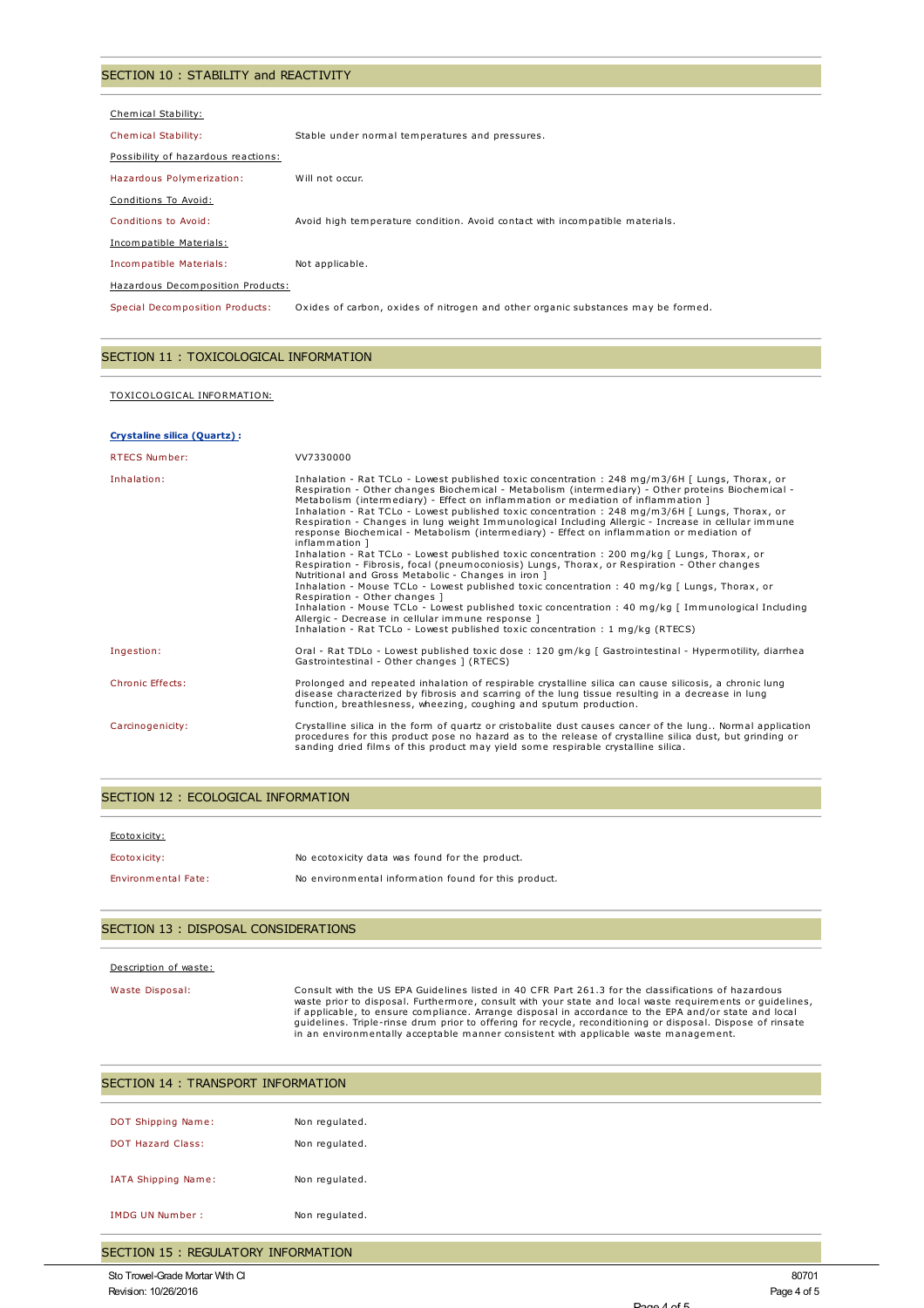## SECTION 10 : STABILITY and REACTIVITY

**Chemical Stability:**

| | |
|---|---|
| Chemical Stability: | Stable under normal temperatures and pressures. |

**Possibility of hazardous reactions:**

| | |
|---|---|
| Hazardous Polymerization: | Will not occur. |

**Conditions To Avoid:**

| | |
|---|---|
| Conditions to Avoid: | Avoid high temperature condition. Avoid contact with incompatible materials. |

**Incompatible Materials:**

| | |
|---|---|
| Incompatible Materials: | Not applicable. |

**Hazardous Decomposition Products:**

| | |
|---|---|
| Special Decomposition Products: | Oxides of carbon, oxides of nitrogen and other organic substances may be formed. |

## SECTION 11 : TOXICOLOGICAL INFORMATION

**TOXICOLOGICAL INFORMATION:**

**Crystaline silica (Quartz) :**

| | |
|---|---|
| RTECS Number: | VV7330000 |
| Inhalation: | Inhalation - Rat TCLo - Lowest published toxic concentration : 248 mg/m3/6H [ Lungs, Thorax, or Respiration - Other changes Biochemical - Metabolism (intermediary) - Other proteins Biochemical - Metabolism (intermediary) - Effect on inflammation or mediation of inflammation ] Inhalation - Rat TCLo - Lowest published toxic concentration : 248 mg/m3/6H [ Lungs, Thorax, or Respiration - Changes in lung weight Immunological Including Allergic - Increase in cellular immune response Biochemical - Metabolism (intermediary) - Effect on inflammation or mediation of inflammation ] Inhalation - Rat TCLo - Lowest published toxic concentration : 200 mg/kg [ Lungs, Thorax, or Respiration - Fibrosis, focal (pneumoconiosis) Lungs, Thorax, or Respiration - Other changes Nutritional and Gross Metabolic - Changes in iron ] Inhalation - Mouse TCLo - Lowest published toxic concentration : 40 mg/kg [ Lungs, Thorax, or Respiration - Other changes ] Inhalation - Mouse TCLo - Lowest published toxic concentration : 40 mg/kg [ Immunological Including Allergic - Decrease in cellular immune response ] Inhalation - Rat TCLo - Lowest published toxic concentration : 1 mg/kg (RTECS) |
| Ingestion: | Oral - Rat TDLo - Lowest published toxic dose : 120 gm/kg [ Gastrointestinal - Hypermotility, diarrhea Gastrointestinal - Other changes ] (RTECS) |
| Chronic Effects: | Prolonged and repeated inhalation of respirable crystalline silica can cause silicosis, a chronic lung disease characterized by fibrosis and scarring of the lung tissue resulting in a decrease in lung function, breathlesness, wheezing, coughing and sputum production. |
| Carcinogenicity: | Crystalline silica in the form of quartz or cristobalite dust causes cancer of the lung.. Normal application procedures for this product pose no hazard as to the release of crystalline silica dust, but grinding or sanding dried films of this product may yield some respirable crystalline silica. |

## SECTION 12 : ECOLOGICAL INFORMATION

**Ecotoxicity:**

| | |
|---|---|
| Ecotoxicity: | No ecotoxicity data was found for the product. |
| Environmental Fate: | No environmental information found for this product. |

## SECTION 13 : DISPOSAL CONSIDERATIONS

**Description of waste:**

| | |
|---|---|
| Waste Disposal: | Consult with the US EPA Guidelines listed in 40 CFR Part 261.3 for the classifications of hazardous waste prior to disposal. Furthermore, consult with your state and local waste requirements or guidelines, if applicable, to ensure compliance. Arrange disposal in accordance to the EPA and/or state and local guidelines. Triple-rinse drum prior to offering for recycle, reconditioning or disposal. Dispose of rinsate in an environmentally acceptable manner consistent with applicable waste management. |

## SECTION 14 : TRANSPORT INFORMATION

| | |
|---|---|
| DOT Shipping Name: | Non regulated. |
| DOT Hazard Class: | Non regulated. |
| IATA Shipping Name: | Non regulated. |
| IMDG UN Number : | Non regulated. |

## SECTION 15 : REGULATORY INFORMATION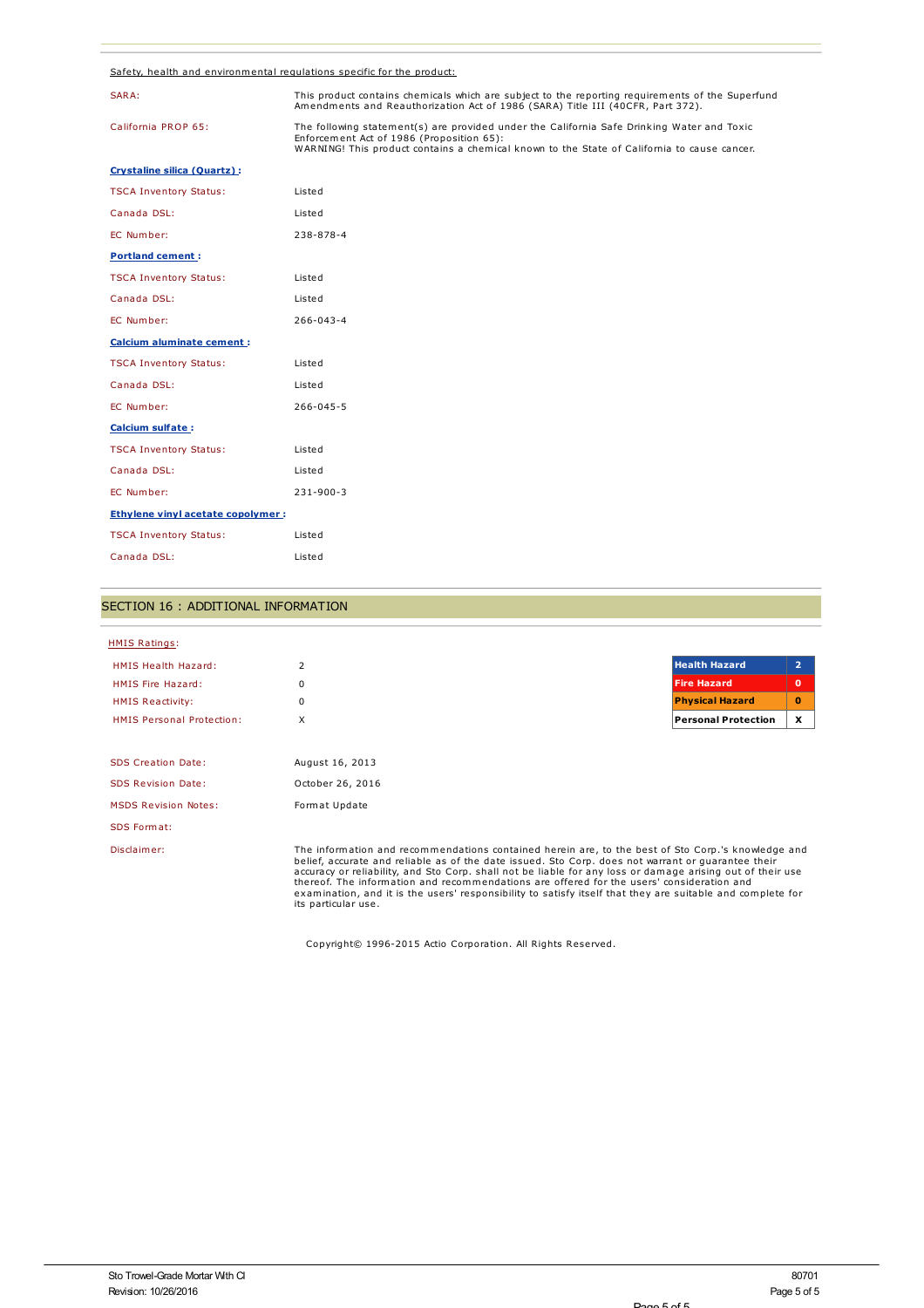Safety, health and environmental regulations specific for the product:

| | |
|---|---|
| SARA: | This product contains chemicals which are subject to the reporting requirements of the Superfund Amendments and Reauthorization Act of 1986 (SARA) Title III (40CFR, Part 372). |
| California PROP 65: | The following statement(s) are provided under the California Safe Drinking Water and Toxic Enforcement Act of 1986 (Proposition 65): WARNING! This product contains a chemical known to the State of California to cause cancer. |

**Crystaline silica (Quartz) :**

| | |
|---|---|
| TSCA Inventory Status: | Listed |
| Canada DSL: | Listed |
| EC Number: | 238-878-4 |

**Portland cement :**

| | |
|---|---|
| TSCA Inventory Status: | Listed |
| Canada DSL: | Listed |
| EC Number: | 266-043-4 |

**Calcium aluminate cement :**

| | |
|---|---|
| TSCA Inventory Status: | Listed |
| Canada DSL: | Listed |
| EC Number: | 266-045-5 |

**Calcium sulfate :**

| | |
|---|---|
| TSCA Inventory Status: | Listed |
| Canada DSL: | Listed |
| EC Number: | 231-900-3 |

**Ethylene vinyl acetate copolymer :**

| | |
|---|---|
| TSCA Inventory Status: | Listed |
| Canada DSL: | Listed |

## SECTION 16 : ADDITIONAL INFORMATION

HMIS Ratings:

| | |
|---|---|
| HMIS Health Hazard: | 2 |
| HMIS Fire Hazard: | 0 |
| HMIS Reactivity: | 0 |
| HMIS Personal Protection: | X |

| | |
|---|---|
| Health Hazard | 2 |
| Fire Hazard | 0 |
| Physical Hazard | 0 |
| Personal Protection | X |

| | |
|---|---|
| SDS Creation Date: | August 16, 2013 |
| SDS Revision Date: | October 26, 2016 |
| MSDS Revision Notes: | Format Update |
| SDS Format: | |
| Disclaimer: | The information and recommendations contained herein are, to the best of Sto Corp.'s knowledge and belief, accurate and reliable as of the date issued. Sto Corp. does not warrant or guarantee their accuracy or reliability, and Sto Corp. shall not be liable for any loss or damage arising out of their use thereof. The information and recommendations are offered for the users' consideration and examination, and it is the users' responsibility to satisfy itself that they are suitable and complete for its particular use. |

Copyright© 1996-2015 Actio Corporation. All Rights Reserved.